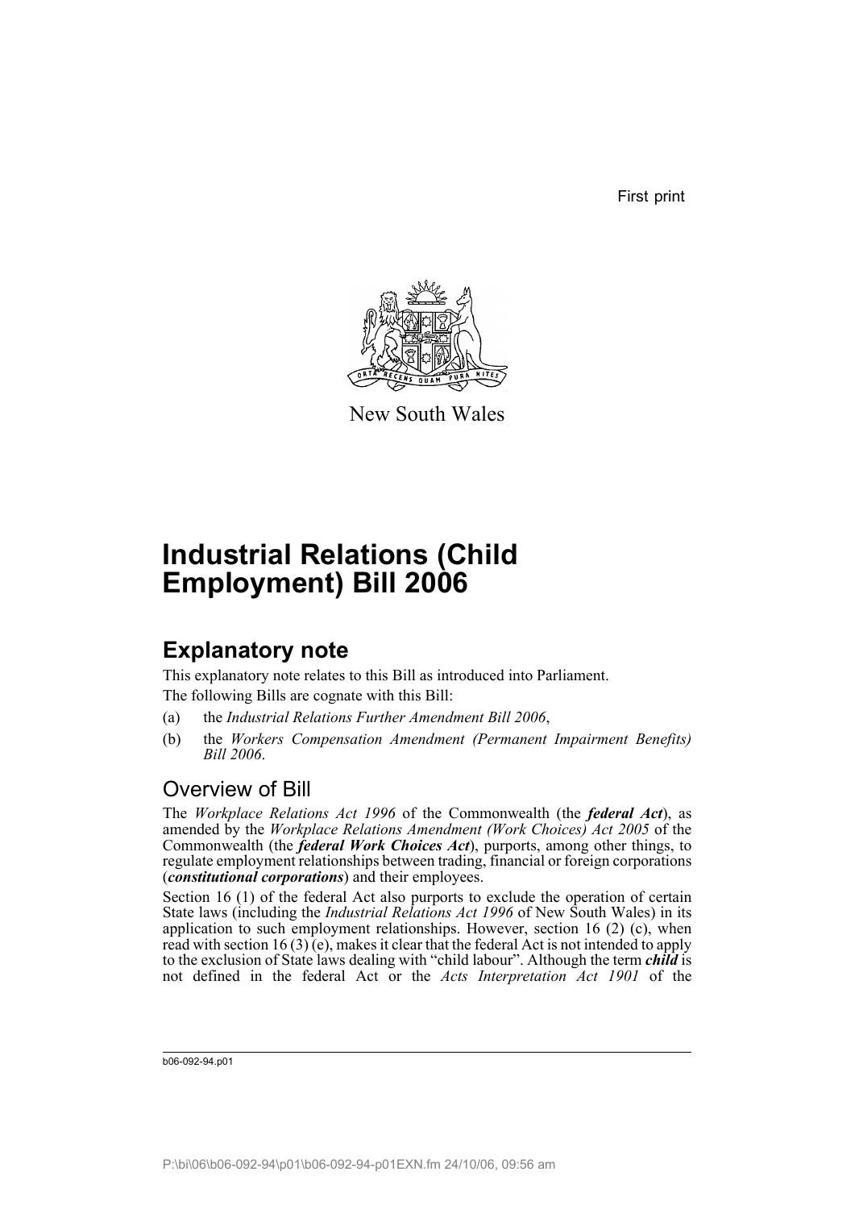First print

New South Wales

# Industrial Relations (Child Employment) Bill 2006

## Explanatory note

This explanatory note relates to this Bill as introduced into Parliament.

The following Bills are cognate with this Bill:

(a) the *Industrial Relations Further Amendment Bill 2006*,

(b) the *Workers Compensation Amendment (Permanent Impairment Benefits) Bill 2006*.

### Overview of Bill

The *Workplace Relations Act 1996* of the Commonwealth (the ***federal Act***), as amended by the *Workplace Relations Amendment (Work Choices) Act 2005* of the Commonwealth (the ***federal Work Choices Act***), purports, among other things, to regulate employment relationships between trading, financial or foreign corporations (***constitutional corporations***) and their employees.

Section 16 (1) of the federal Act also purports to exclude the operation of certain State laws (including the *Industrial Relations Act 1996* of New South Wales) in its application to such employment relationships. However, section 16 (2) (c), when read with section 16 (3) (e), makes it clear that the federal Act is not intended to apply to the exclusion of State laws dealing with "child labour". Although the term ***child*** is not defined in the federal Act or the *Acts Interpretation Act 1901* of the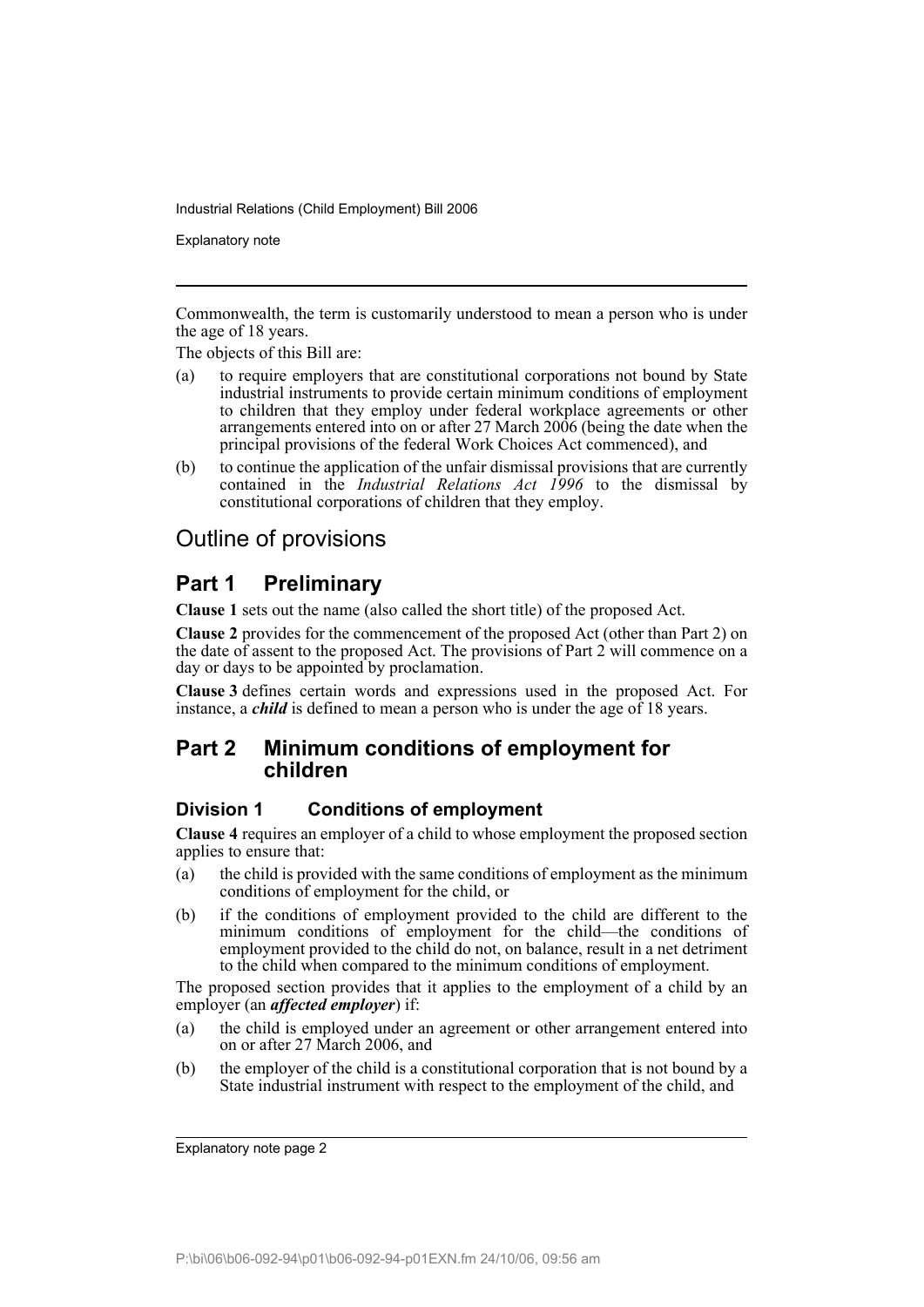Commonwealth, the term is customarily understood to mean a person who is under the age of 18 years.

The objects of this Bill are:

(a) to require employers that are constitutional corporations not bound by State industrial instruments to provide certain minimum conditions of employment to children that they employ under federal workplace agreements or other arrangements entered into on or after 27 March 2006 (being the date when the principal provisions of the federal Work Choices Act commenced), and

(b) to continue the application of the unfair dismissal provisions that are currently contained in the *Industrial Relations Act 1996* to the dismissal by constitutional corporations of children that they employ.

# Outline of provisions

## Part 1 Preliminary

**Clause 1** sets out the name (also called the short title) of the proposed Act.

**Clause 2** provides for the commencement of the proposed Act (other than Part 2) on the date of assent to the proposed Act. The provisions of Part 2 will commence on a day or days to be appointed by proclamation.

**Clause 3** defines certain words and expressions used in the proposed Act. For instance, a ***child*** is defined to mean a person who is under the age of 18 years.

## Part 2 Minimum conditions of employment for children

### Division 1 Conditions of employment

**Clause 4** requires an employer of a child to whose employment the proposed section applies to ensure that:

(a) the child is provided with the same conditions of employment as the minimum conditions of employment for the child, or

(b) if the conditions of employment provided to the child are different to the minimum conditions of employment for the child—the conditions of employment provided to the child do not, on balance, result in a net detriment to the child when compared to the minimum conditions of employment.

The proposed section provides that it applies to the employment of a child by an employer (an ***affected employer***) if:

(a) the child is employed under an agreement or other arrangement entered into on or after 27 March 2006, and

(b) the employer of the child is a constitutional corporation that is not bound by a State industrial instrument with respect to the employment of the child, and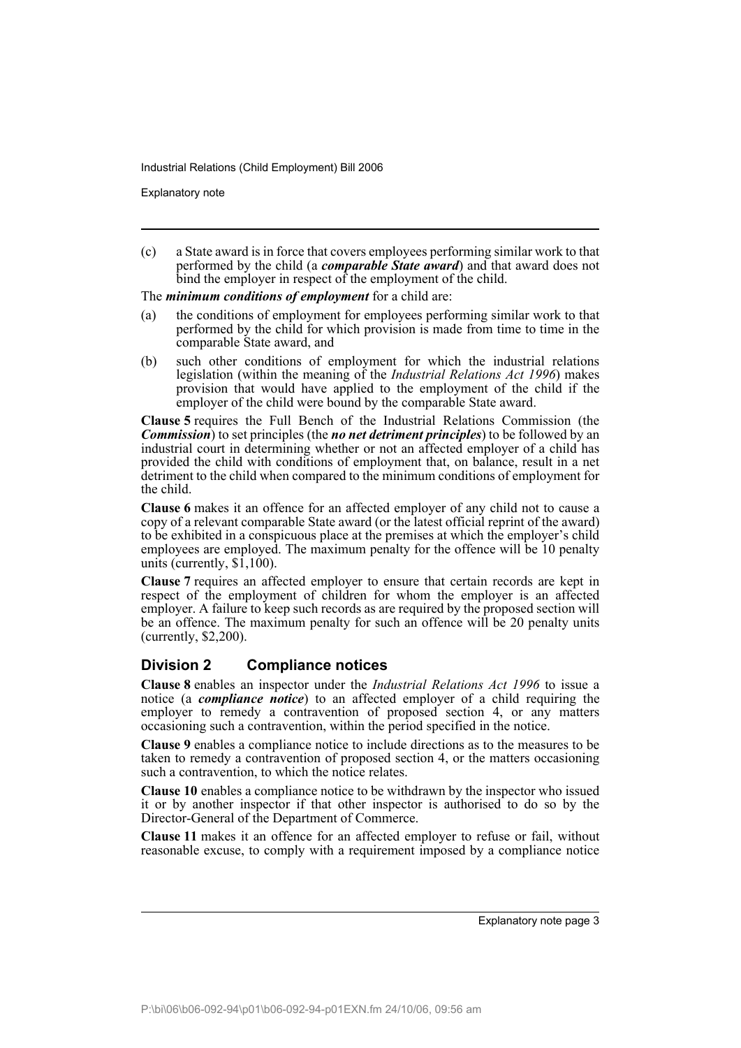(c) a State award is in force that covers employees performing similar work to that performed by the child (a ***comparable State award***) and that award does not bind the employer in respect of the employment of the child.

The ***minimum conditions of employment*** for a child are:

(a) the conditions of employment for employees performing similar work to that performed by the child for which provision is made from time to time in the comparable State award, and

(b) such other conditions of employment for which the industrial relations legislation (within the meaning of the *Industrial Relations Act 1996*) makes provision that would have applied to the employment of the child if the employer of the child were bound by the comparable State award.

**Clause 5** requires the Full Bench of the Industrial Relations Commission (the ***Commission***) to set principles (the ***no net detriment principles***) to be followed by an industrial court in determining whether or not an affected employer of a child has provided the child with conditions of employment that, on balance, result in a net detriment to the child when compared to the minimum conditions of employment for the child.

**Clause 6** makes it an offence for an affected employer of any child not to cause a copy of a relevant comparable State award (or the latest official reprint of the award) to be exhibited in a conspicuous place at the premises at which the employer's child employees are employed. The maximum penalty for the offence will be 10 penalty units (currently, $1,100).

**Clause 7** requires an affected employer to ensure that certain records are kept in respect of the employment of children for whom the employer is an affected employer. A failure to keep such records as are required by the proposed section will be an offence. The maximum penalty for such an offence will be 20 penalty units (currently, $2,200).

## Division 2 Compliance notices

**Clause 8** enables an inspector under the *Industrial Relations Act 1996* to issue a notice (a ***compliance notice***) to an affected employer of a child requiring the employer to remedy a contravention of proposed section 4, or any matters occasioning such a contravention, within the period specified in the notice.

**Clause 9** enables a compliance notice to include directions as to the measures to be taken to remedy a contravention of proposed section 4, or the matters occasioning such a contravention, to which the notice relates.

**Clause 10** enables a compliance notice to be withdrawn by the inspector who issued it or by another inspector if that other inspector is authorised to do so by the Director-General of the Department of Commerce.

**Clause 11** makes it an offence for an affected employer to refuse or fail, without reasonable excuse, to comply with a requirement imposed by a compliance notice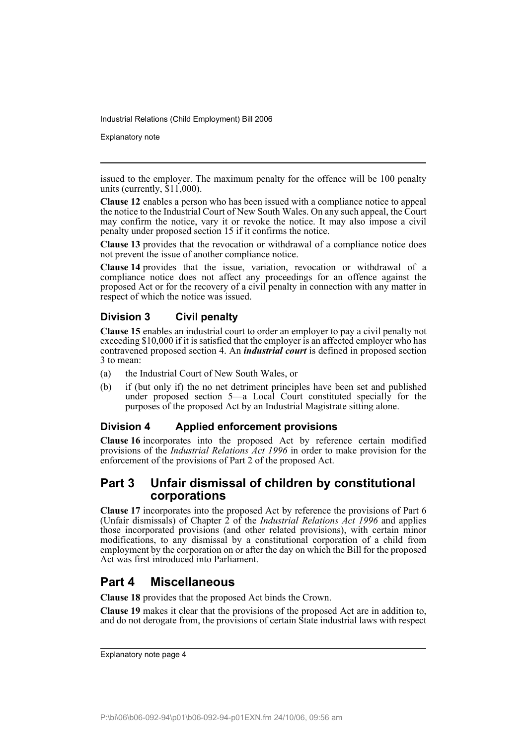issued to the employer. The maximum penalty for the offence will be 100 penalty units (currently, $11,000).

**Clause 12** enables a person who has been issued with a compliance notice to appeal the notice to the Industrial Court of New South Wales. On any such appeal, the Court may confirm the notice, vary it or revoke the notice. It may also impose a civil penalty under proposed section 15 if it confirms the notice.

**Clause 13** provides that the revocation or withdrawal of a compliance notice does not prevent the issue of another compliance notice.

**Clause 14** provides that the issue, variation, revocation or withdrawal of a compliance notice does not affect any proceedings for an offence against the proposed Act or for the recovery of a civil penalty in connection with any matter in respect of which the notice was issued.

### Division 3 Civil penalty

**Clause 15** enables an industrial court to order an employer to pay a civil penalty not exceeding $10,000 if it is satisfied that the employer is an affected employer who has contravened proposed section 4. An ***industrial court*** is defined in proposed section 3 to mean:

(a) the Industrial Court of New South Wales, or

(b) if (but only if) the no net detriment principles have been set and published under proposed section 5—a Local Court constituted specially for the purposes of the proposed Act by an Industrial Magistrate sitting alone.

### Division 4 Applied enforcement provisions

**Clause 16** incorporates into the proposed Act by reference certain modified provisions of the *Industrial Relations Act 1996* in order to make provision for the enforcement of the provisions of Part 2 of the proposed Act.

## Part 3 Unfair dismissal of children by constitutional corporations

**Clause 17** incorporates into the proposed Act by reference the provisions of Part 6 (Unfair dismissals) of Chapter 2 of the *Industrial Relations Act 1996* and applies those incorporated provisions (and other related provisions), with certain minor modifications, to any dismissal by a constitutional corporation of a child from employment by the corporation on or after the day on which the Bill for the proposed Act was first introduced into Parliament.

## Part 4 Miscellaneous

**Clause 18** provides that the proposed Act binds the Crown.

**Clause 19** makes it clear that the provisions of the proposed Act are in addition to, and do not derogate from, the provisions of certain State industrial laws with respect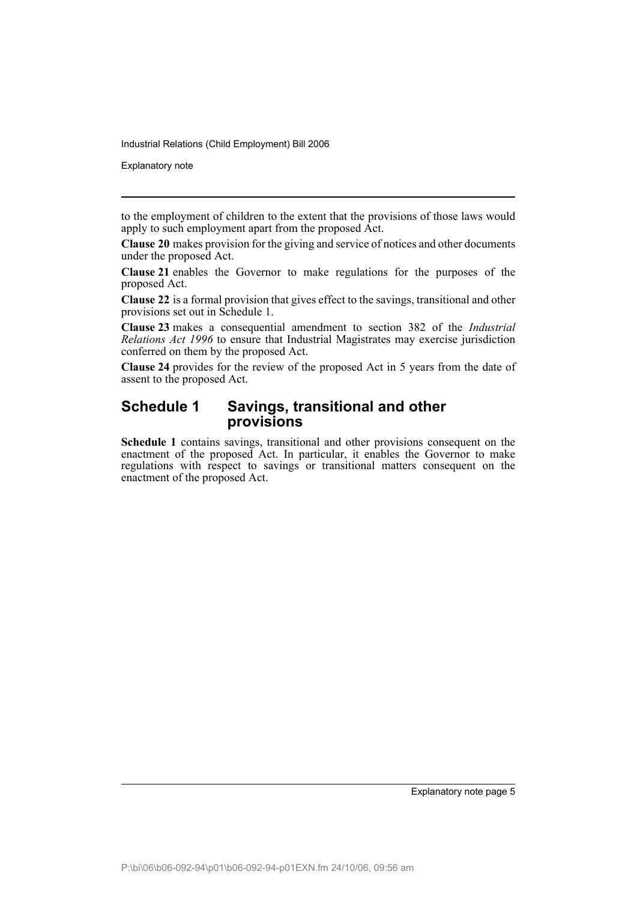to the employment of children to the extent that the provisions of those laws would apply to such employment apart from the proposed Act.

**Clause 20** makes provision for the giving and service of notices and other documents under the proposed Act.

**Clause 21** enables the Governor to make regulations for the purposes of the proposed Act.

**Clause 22** is a formal provision that gives effect to the savings, transitional and other provisions set out in Schedule 1.

**Clause 23** makes a consequential amendment to section 382 of the *Industrial Relations Act 1996* to ensure that Industrial Magistrates may exercise jurisdiction conferred on them by the proposed Act.

**Clause 24** provides for the review of the proposed Act in 5 years from the date of assent to the proposed Act.

## Schedule 1 Savings, transitional and other provisions

**Schedule 1** contains savings, transitional and other provisions consequent on the enactment of the proposed Act. In particular, it enables the Governor to make regulations with respect to savings or transitional matters consequent on the enactment of the proposed Act.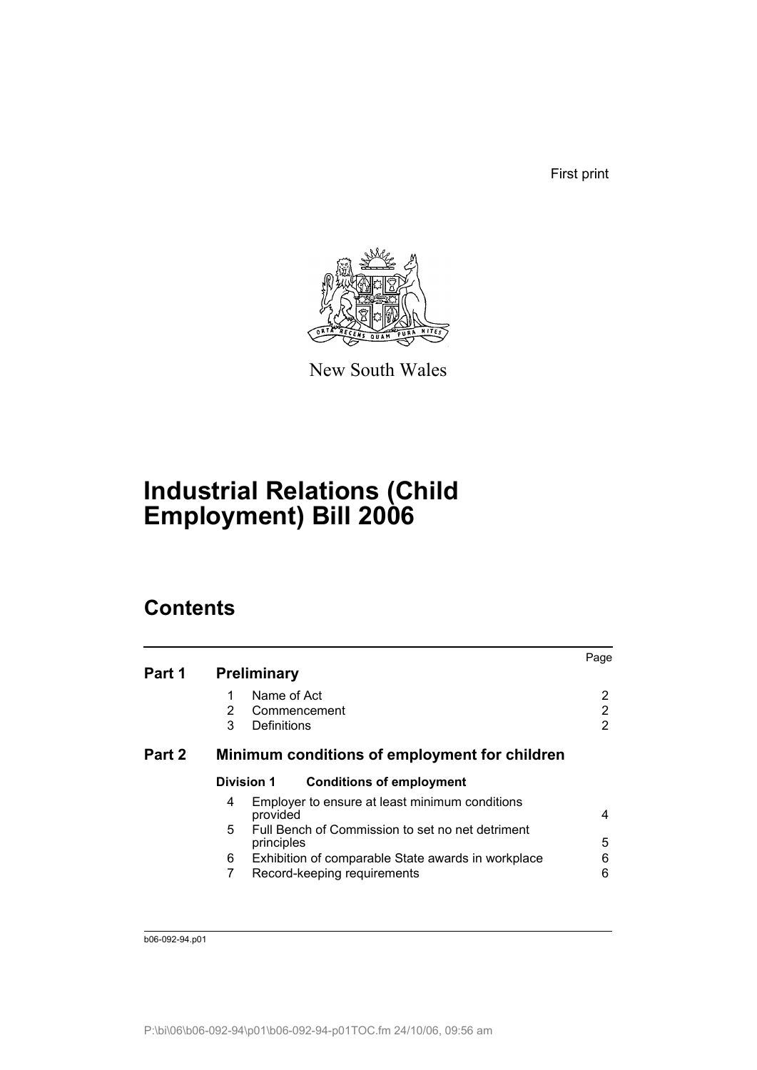First print

New South Wales

# Industrial Relations (Child Employment) Bill 2006

## Contents

| | | | Page |
|---|---|---|---|
| **Part 1** | **Preliminary** | | |
| | 1 | Name of Act | 2 |
| | 2 | Commencement | 2 |
| | 3 | Definitions | 2 |
| **Part 2** | **Minimum conditions of employment for children** | | |
| | **Division 1** | **Conditions of employment** | |
| | 4 | Employer to ensure at least minimum conditions provided | 4 |
| | 5 | Full Bench of Commission to set no net detriment principles | 5 |
| | 6 | Exhibition of comparable State awards in workplace | 6 |
| | 7 | Record-keeping requirements | 6 |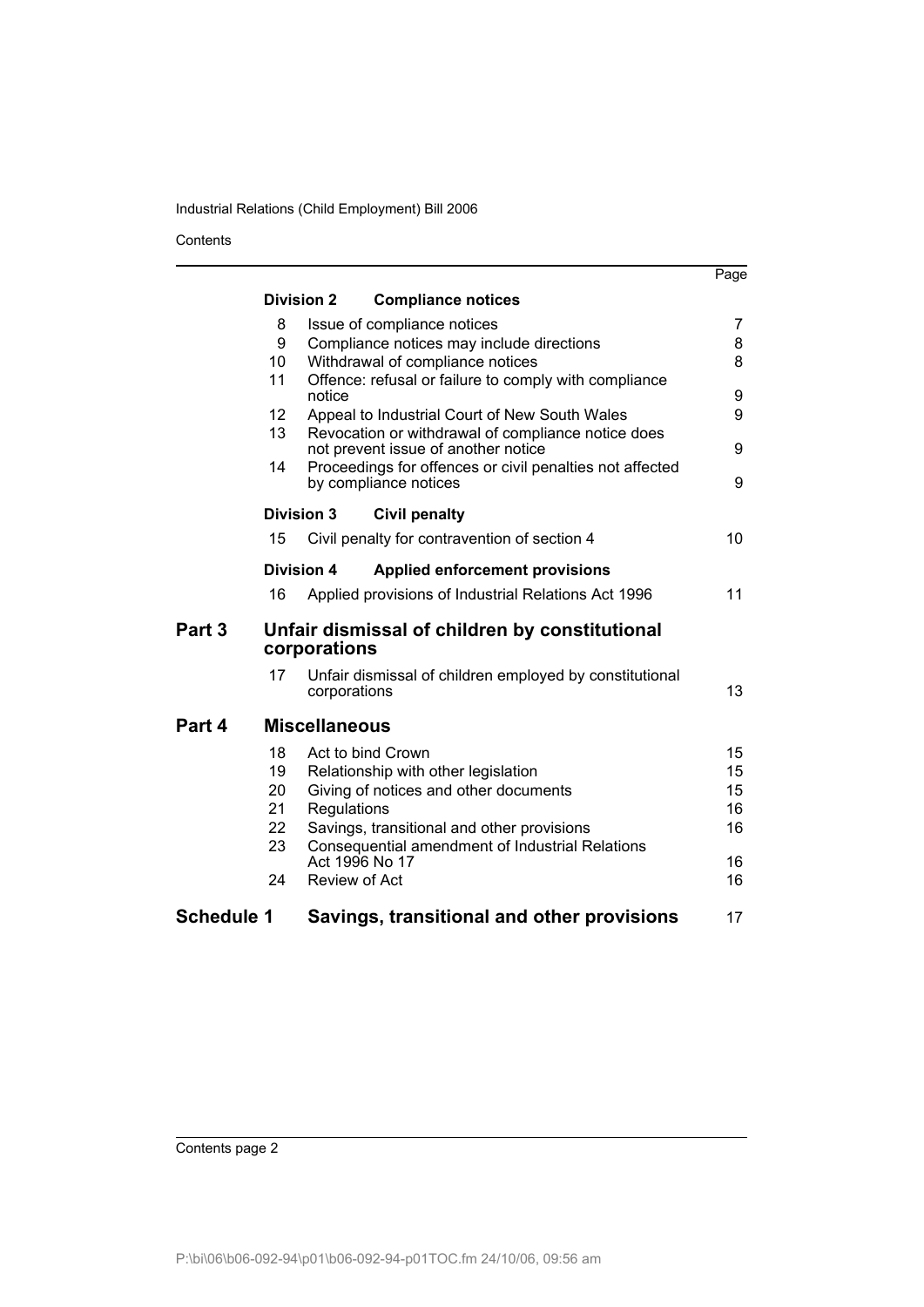| | | | Page |
|---|---|---|---|
| | **Division 2** | **Compliance notices** | |
| | 8 | Issue of compliance notices | 7 |
| | 9 | Compliance notices may include directions | 8 |
| | 10 | Withdrawal of compliance notices | 8 |
| | 11 | Offence: refusal or failure to comply with compliance notice | 9 |
| | 12 | Appeal to Industrial Court of New South Wales | 9 |
| | 13 | Revocation or withdrawal of compliance notice does not prevent issue of another notice | 9 |
| | 14 | Proceedings for offences or civil penalties not affected by compliance notices | 9 |
| | **Division 3** | **Civil penalty** | |
| | 15 | Civil penalty for contravention of section 4 | 10 |
| | **Division 4** | **Applied enforcement provisions** | |
| | 16 | Applied provisions of Industrial Relations Act 1996 | 11 |
| **Part 3** | **Unfair dismissal of children by constitutional corporations** | | |
| | 17 | Unfair dismissal of children employed by constitutional corporations | 13 |
| **Part 4** | **Miscellaneous** | | |
| | 18 | Act to bind Crown | 15 |
| | 19 | Relationship with other legislation | 15 |
| | 20 | Giving of notices and other documents | 15 |
| | 21 | Regulations | 16 |
| | 22 | Savings, transitional and other provisions | 16 |
| | 23 | Consequential amendment of Industrial Relations Act 1996 No 17 | 16 |
| | 24 | Review of Act | 16 |
| **Schedule 1** | **Savings, transitional and other provisions** | | 17 |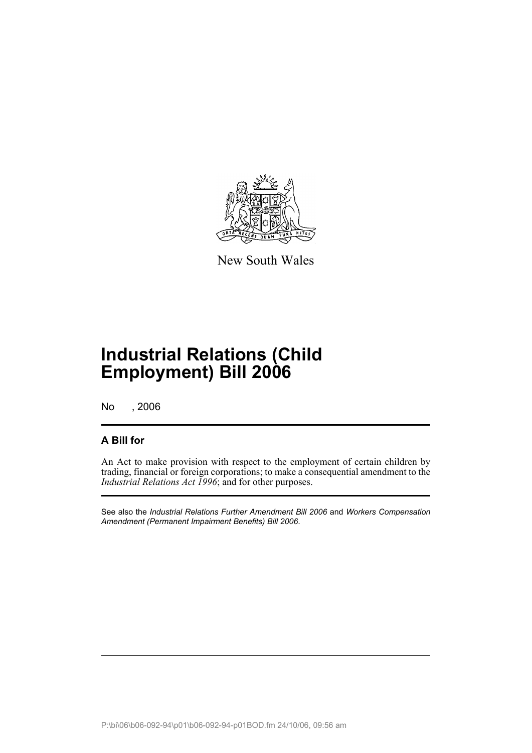New South Wales

# Industrial Relations (Child Employment) Bill 2006

No , 2006

## A Bill for

An Act to make provision with respect to the employment of certain children by trading, financial or foreign corporations; to make a consequential amendment to the *Industrial Relations Act 1996*; and for other purposes.

See also the *Industrial Relations Further Amendment Bill 2006* and *Workers Compensation Amendment (Permanent Impairment Benefits) Bill 2006*.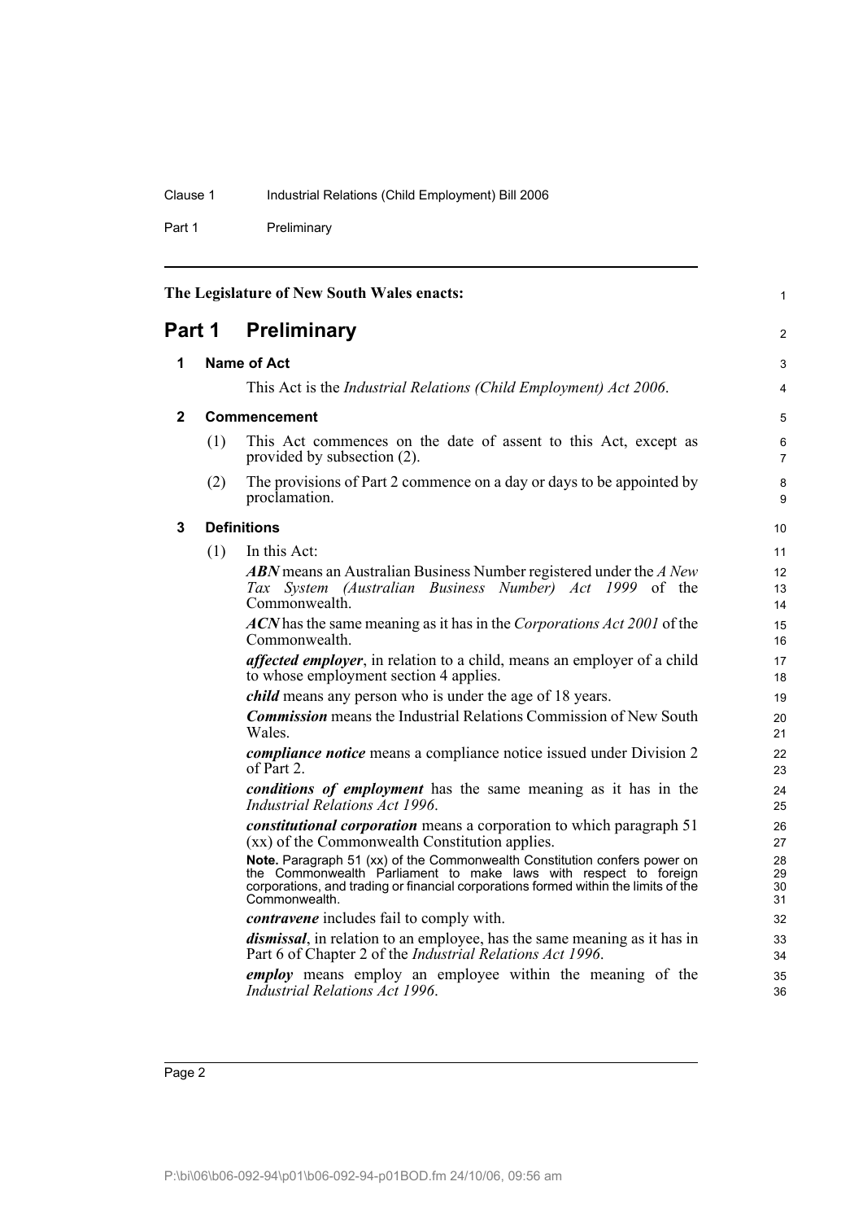The Legislature of New South Wales enacts:

## Part 1 Preliminary

### 1 Name of Act

This Act is the *Industrial Relations (Child Employment) Act 2006*.

### 2 Commencement

(1) This Act commences on the date of assent to this Act, except as provided by subsection (2).

(2) The provisions of Part 2 commence on a day or days to be appointed by proclamation.

### 3 Definitions

(1) In this Act:

***ABN*** means an Australian Business Number registered under the *A New Tax System (Australian Business Number) Act 1999* of the Commonwealth.

***ACN*** has the same meaning as it has in the *Corporations Act 2001* of the Commonwealth.

***affected employer***, in relation to a child, means an employer of a child to whose employment section 4 applies.

***child*** means any person who is under the age of 18 years.

***Commission*** means the Industrial Relations Commission of New South Wales.

***compliance notice*** means a compliance notice issued under Division 2 of Part 2.

***conditions of employment*** has the same meaning as it has in the *Industrial Relations Act 1996*.

***constitutional corporation*** means a corporation to which paragraph 51 (xx) of the Commonwealth Constitution applies.

**Note.** Paragraph 51 (xx) of the Commonwealth Constitution confers power on the Commonwealth Parliament to make laws with respect to foreign corporations, and trading or financial corporations formed within the limits of the Commonwealth.

***contravene*** includes fail to comply with.

***dismissal***, in relation to an employee, has the same meaning as it has in Part 6 of Chapter 2 of the *Industrial Relations Act 1996*.

***employ*** means employ an employee within the meaning of the *Industrial Relations Act 1996*.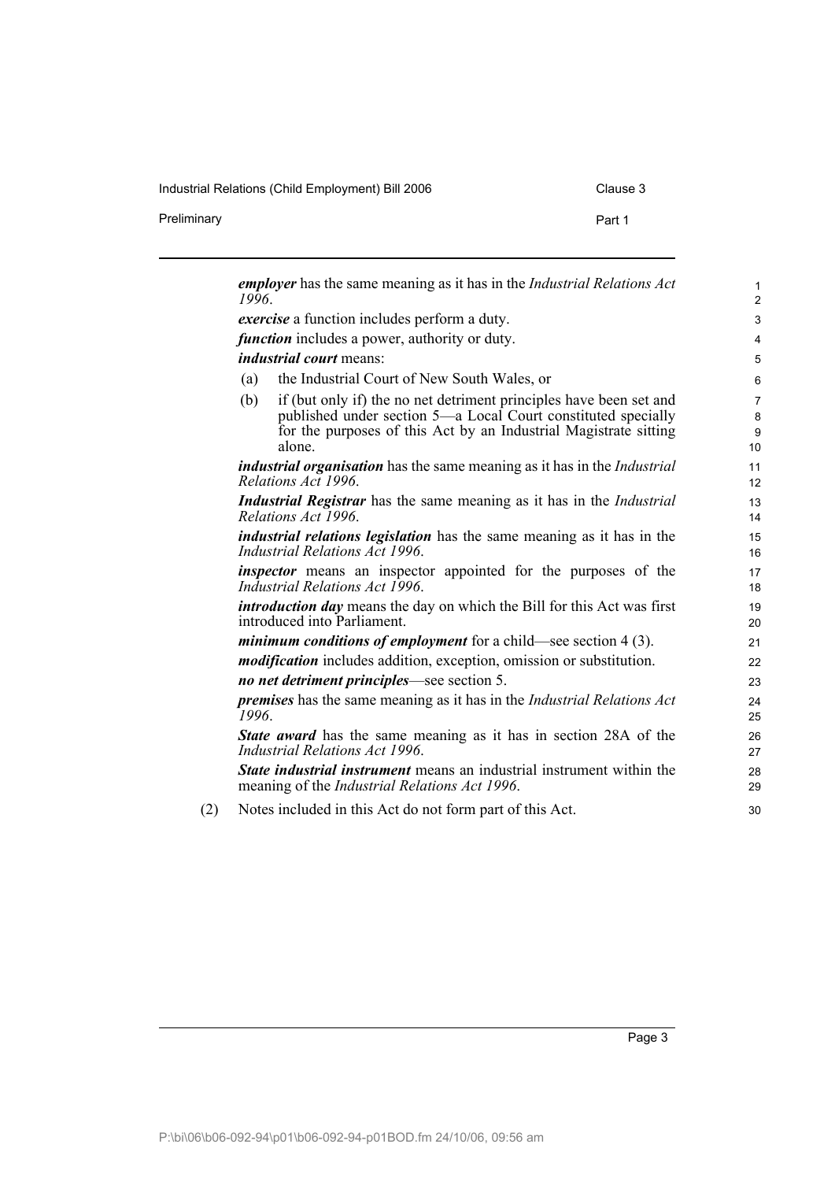***employer*** has the same meaning as it has in the *Industrial Relations Act 1996*.

***exercise*** a function includes perform a duty.

***function*** includes a power, authority or duty.

***industrial court*** means:

(a) the Industrial Court of New South Wales, or

(b) if (but only if) the no net detriment principles have been set and published under section 5—a Local Court constituted specially for the purposes of this Act by an Industrial Magistrate sitting alone.

***industrial organisation*** has the same meaning as it has in the *Industrial Relations Act 1996*.

***Industrial Registrar*** has the same meaning as it has in the *Industrial Relations Act 1996*.

***industrial relations legislation*** has the same meaning as it has in the *Industrial Relations Act 1996*.

***inspector*** means an inspector appointed for the purposes of the *Industrial Relations Act 1996*.

***introduction day*** means the day on which the Bill for this Act was first introduced into Parliament.

***minimum conditions of employment*** for a child—see section 4 (3).

***modification*** includes addition, exception, omission or substitution.

***no net detriment principles***—see section 5.

***premises*** has the same meaning as it has in the *Industrial Relations Act 1996*.

***State award*** has the same meaning as it has in section 28A of the *Industrial Relations Act 1996*.

***State industrial instrument*** means an industrial instrument within the meaning of the *Industrial Relations Act 1996*.

(2) Notes included in this Act do not form part of this Act.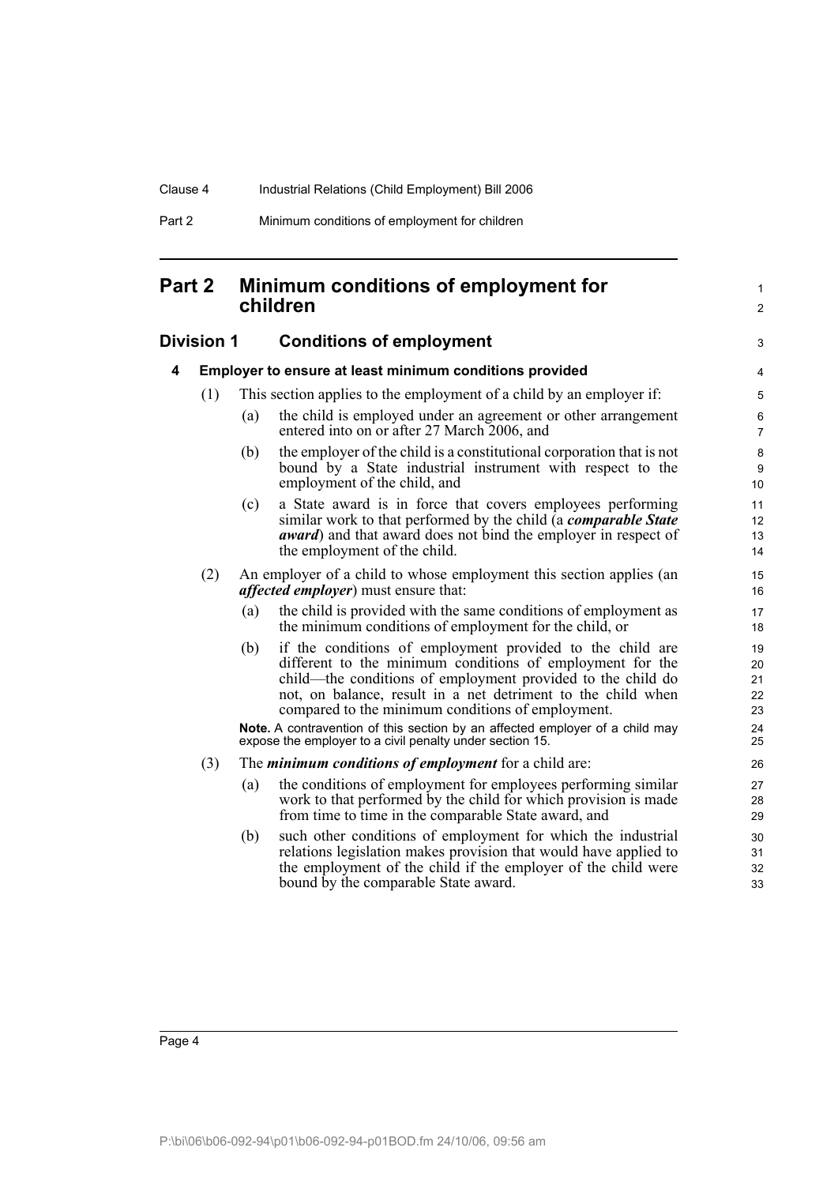# Part 2 Minimum conditions of employment for children

## Division 1 Conditions of employment

### 4 Employer to ensure at least minimum conditions provided

(1) This section applies to the employment of a child by an employer if:

(a) the child is employed under an agreement or other arrangement entered into on or after 27 March 2006, and

(b) the employer of the child is a constitutional corporation that is not bound by a State industrial instrument with respect to the employment of the child, and

(c) a State award is in force that covers employees performing similar work to that performed by the child (a ***comparable State award***) and that award does not bind the employer in respect of the employment of the child.

(2) An employer of a child to whose employment this section applies (an ***affected employer***) must ensure that:

(a) the child is provided with the same conditions of employment as the minimum conditions of employment for the child, or

(b) if the conditions of employment provided to the child are different to the minimum conditions of employment for the child—the conditions of employment provided to the child do not, on balance, result in a net detriment to the child when compared to the minimum conditions of employment.

**Note.** A contravention of this section by an affected employer of a child may expose the employer to a civil penalty under section 15.

(3) The ***minimum conditions of employment*** for a child are:

(a) the conditions of employment for employees performing similar work to that performed by the child for which provision is made from time to time in the comparable State award, and

(b) such other conditions of employment for which the industrial relations legislation makes provision that would have applied to the employment of the child if the employer of the child were bound by the comparable State award.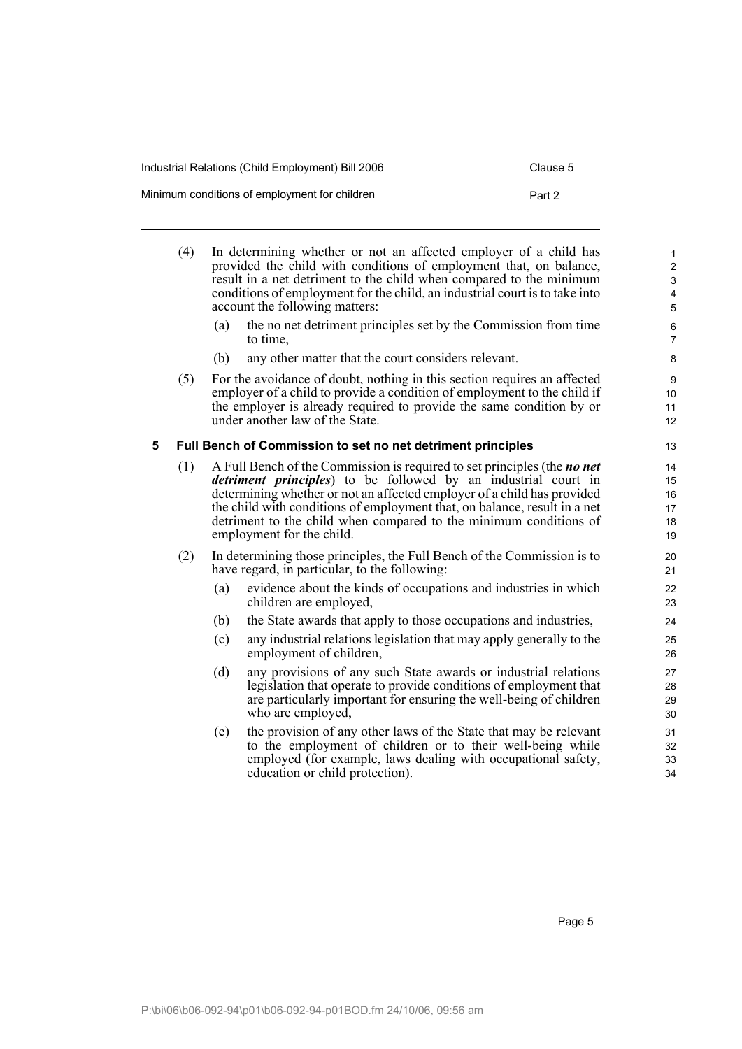(4) In determining whether or not an affected employer of a child has provided the child with conditions of employment that, on balance, result in a net detriment to the child when compared to the minimum conditions of employment for the child, an industrial court is to take into account the following matters:

(a) the no net detriment principles set by the Commission from time to time,

(b) any other matter that the court considers relevant.

(5) For the avoidance of doubt, nothing in this section requires an affected employer of a child to provide a condition of employment to the child if the employer is already required to provide the same condition by or under another law of the State.

**5 Full Bench of Commission to set no net detriment principles**

(1) A Full Bench of the Commission is required to set principles (the ***no net detriment principles***) to be followed by an industrial court in determining whether or not an affected employer of a child has provided the child with conditions of employment that, on balance, result in a net detriment to the child when compared to the minimum conditions of employment for the child.

(2) In determining those principles, the Full Bench of the Commission is to have regard, in particular, to the following:

(a) evidence about the kinds of occupations and industries in which children are employed,

(b) the State awards that apply to those occupations and industries,

(c) any industrial relations legislation that may apply generally to the employment of children,

(d) any provisions of any such State awards or industrial relations legislation that operate to provide conditions of employment that are particularly important for ensuring the well-being of children who are employed,

(e) the provision of any other laws of the State that may be relevant to the employment of children or to their well-being while employed (for example, laws dealing with occupational safety, education or child protection).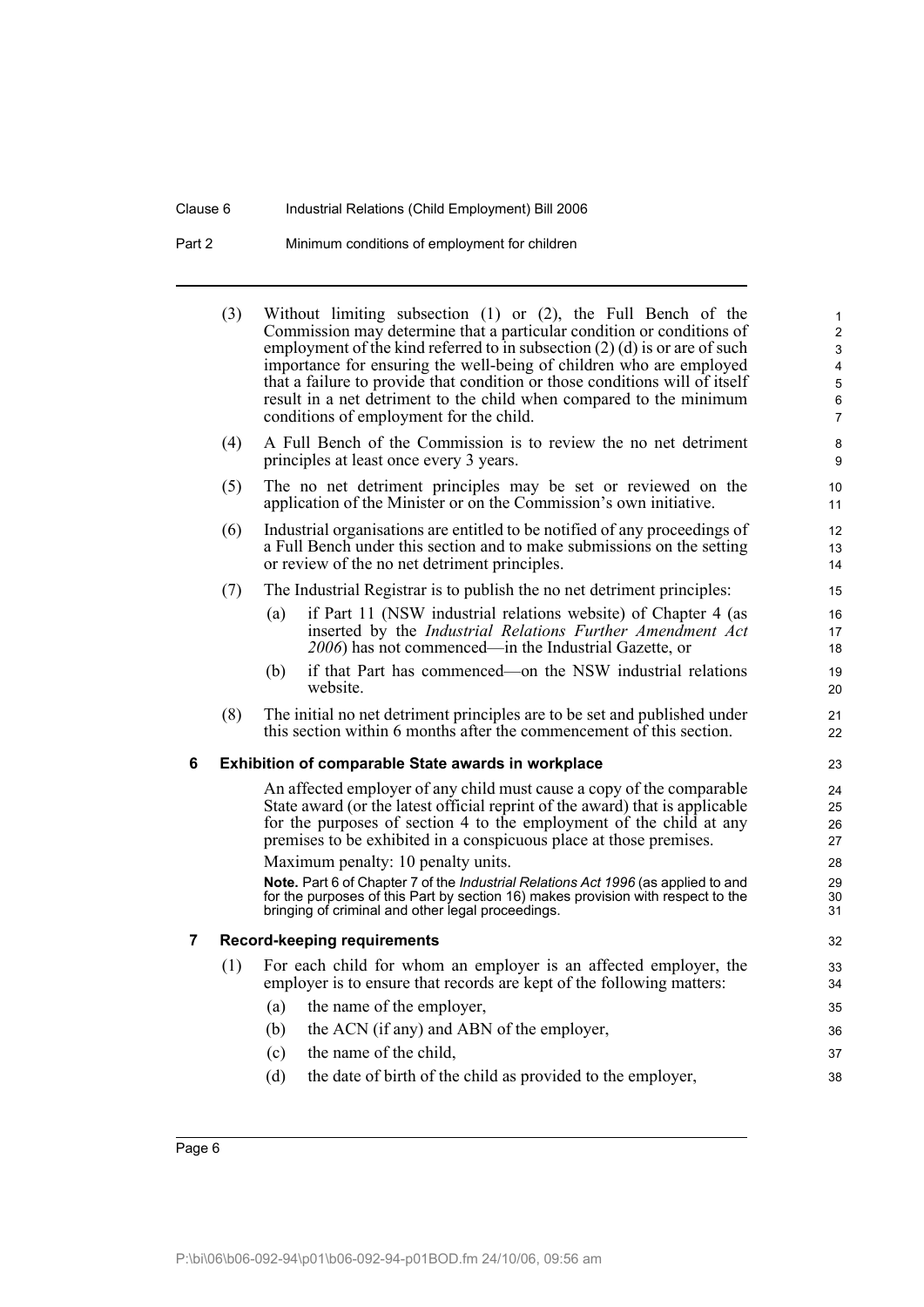(3) Without limiting subsection (1) or (2), the Full Bench of the Commission may determine that a particular condition or conditions of employment of the kind referred to in subsection (2) (d) is or are of such importance for ensuring the well-being of children who are employed that a failure to provide that condition or those conditions will of itself result in a net detriment to the child when compared to the minimum conditions of employment for the child.

(4) A Full Bench of the Commission is to review the no net detriment principles at least once every 3 years.

(5) The no net detriment principles may be set or reviewed on the application of the Minister or on the Commission's own initiative.

(6) Industrial organisations are entitled to be notified of any proceedings of a Full Bench under this section and to make submissions on the setting or review of the no net detriment principles.

(7) The Industrial Registrar is to publish the no net detriment principles:

- (a) if Part 11 (NSW industrial relations website) of Chapter 4 (as inserted by the *Industrial Relations Further Amendment Act 2006*) has not commenced—in the Industrial Gazette, or
- (b) if that Part has commenced—on the NSW industrial relations website.

(8) The initial no net detriment principles are to be set and published under this section within 6 months after the commencement of this section.

## 6 Exhibition of comparable State awards in workplace

An affected employer of any child must cause a copy of the comparable State award (or the latest official reprint of the award) that is applicable for the purposes of section 4 to the employment of the child at any premises to be exhibited in a conspicuous place at those premises.

Maximum penalty: 10 penalty units.

**Note.** Part 6 of Chapter 7 of the *Industrial Relations Act 1996* (as applied to and for the purposes of this Part by section 16) makes provision with respect to the bringing of criminal and other legal proceedings.

## 7 Record-keeping requirements

(1) For each child for whom an employer is an affected employer, the employer is to ensure that records are kept of the following matters:

- (a) the name of the employer,
- (b) the ACN (if any) and ABN of the employer,
- (c) the name of the child,
- (d) the date of birth of the child as provided to the employer,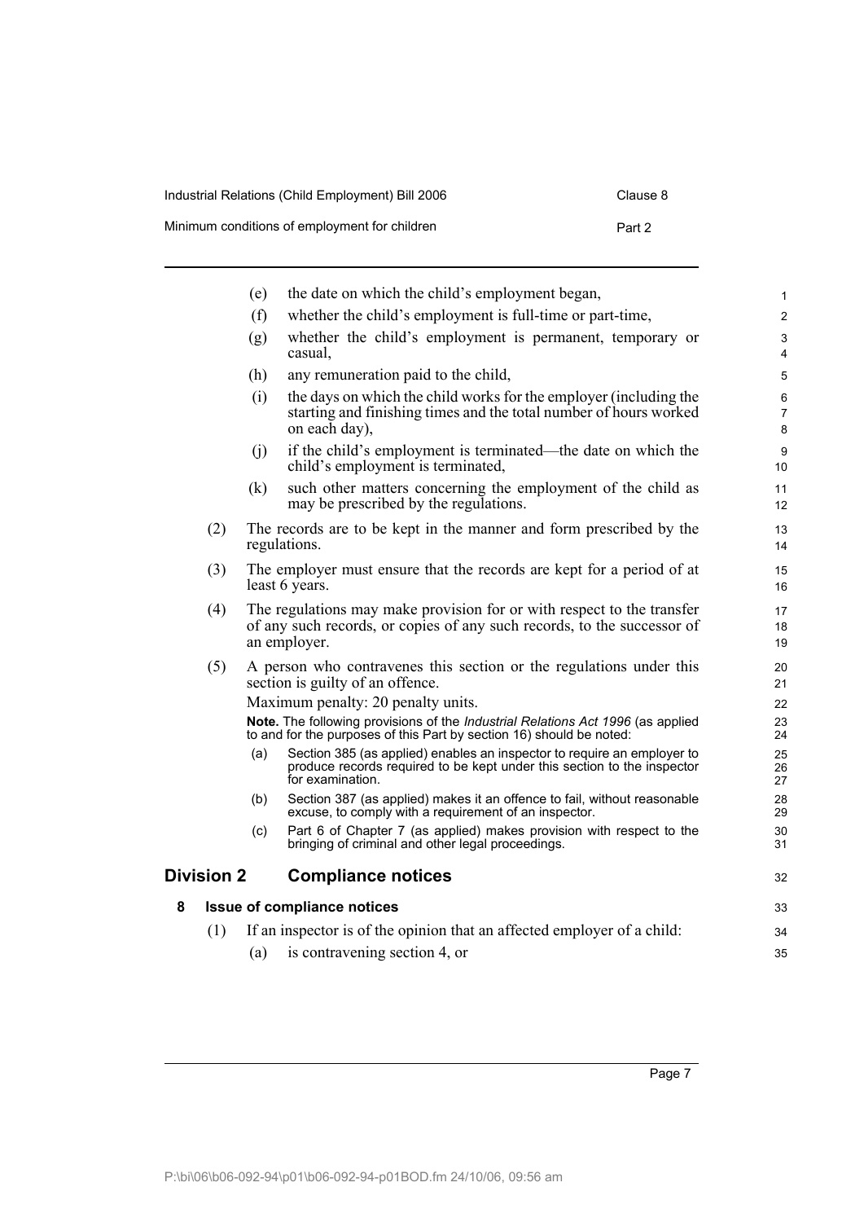(e) the date on which the child's employment began,

(f) whether the child's employment is full-time or part-time,

(g) whether the child's employment is permanent, temporary or casual,

(h) any remuneration paid to the child,

(i) the days on which the child works for the employer (including the starting and finishing times and the total number of hours worked on each day),

(j) if the child's employment is terminated—the date on which the child's employment is terminated,

(k) such other matters concerning the employment of the child as may be prescribed by the regulations.

(2) The records are to be kept in the manner and form prescribed by the regulations.

(3) The employer must ensure that the records are kept for a period of at least 6 years.

(4) The regulations may make provision for or with respect to the transfer of any such records, or copies of any such records, to the successor of an employer.

(5) A person who contravenes this section or the regulations under this section is guilty of an offence.

Maximum penalty: 20 penalty units.

**Note.** The following provisions of the *Industrial Relations Act 1996* (as applied to and for the purposes of this Part by section 16) should be noted:

(a) Section 385 (as applied) enables an inspector to require an employer to produce records required to be kept under this section to the inspector for examination.

(b) Section 387 (as applied) makes it an offence to fail, without reasonable excuse, to comply with a requirement of an inspector.

(c) Part 6 of Chapter 7 (as applied) makes provision with respect to the bringing of criminal and other legal proceedings.

## Division 2 Compliance notices

### 8 Issue of compliance notices

(1) If an inspector is of the opinion that an affected employer of a child:

(a) is contravening section 4, or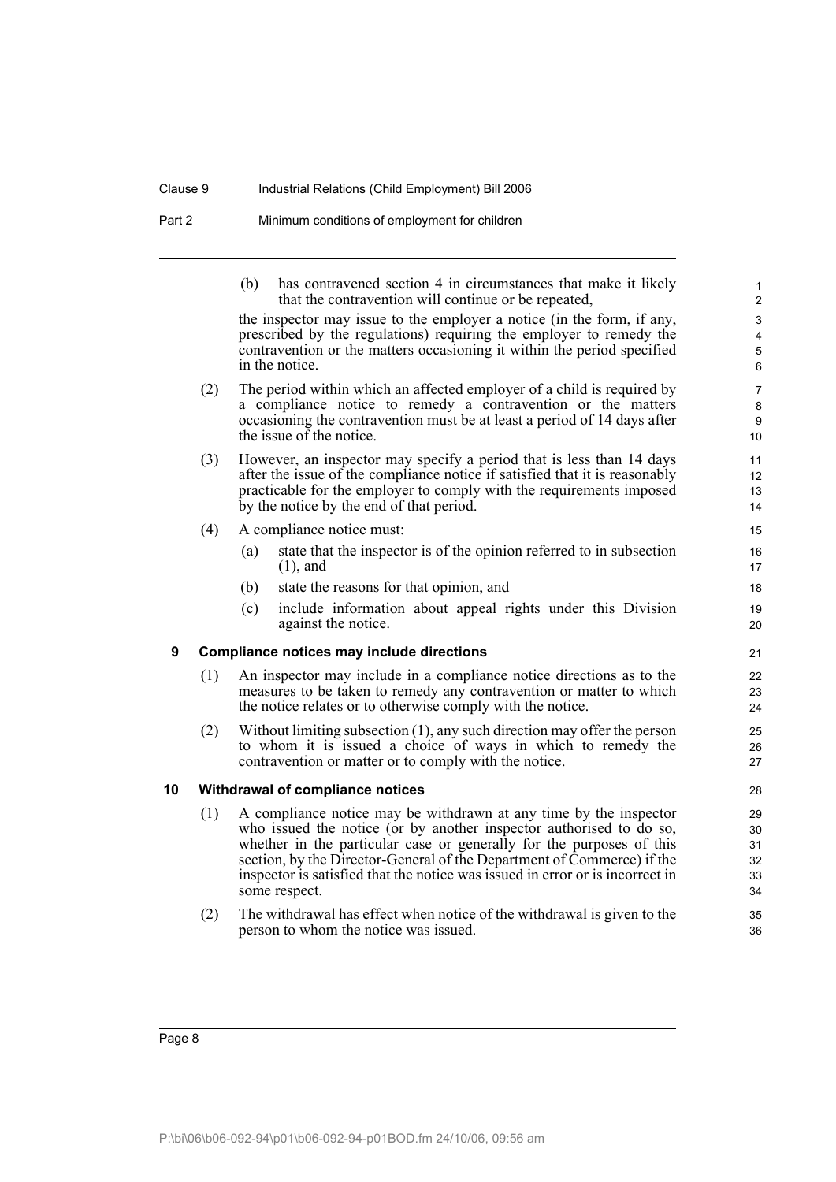(b) has contravened section 4 in circumstances that make it likely that the contravention will continue or be repeated,

the inspector may issue to the employer a notice (in the form, if any, prescribed by the regulations) requiring the employer to remedy the contravention or the matters occasioning it within the period specified in the notice.

(2) The period within which an affected employer of a child is required by a compliance notice to remedy a contravention or the matters occasioning the contravention must be at least a period of 14 days after the issue of the notice.

(3) However, an inspector may specify a period that is less than 14 days after the issue of the compliance notice if satisfied that it is reasonably practicable for the employer to comply with the requirements imposed by the notice by the end of that period.

(4) A compliance notice must:

(a) state that the inspector is of the opinion referred to in subsection (1), and

(b) state the reasons for that opinion, and

(c) include information about appeal rights under this Division against the notice.

## 9 Compliance notices may include directions

(1) An inspector may include in a compliance notice directions as to the measures to be taken to remedy any contravention or matter to which the notice relates or to otherwise comply with the notice.

(2) Without limiting subsection (1), any such direction may offer the person to whom it is issued a choice of ways in which to remedy the contravention or matter or to comply with the notice.

## 10 Withdrawal of compliance notices

(1) A compliance notice may be withdrawn at any time by the inspector who issued the notice (or by another inspector authorised to do so, whether in the particular case or generally for the purposes of this section, by the Director-General of the Department of Commerce) if the inspector is satisfied that the notice was issued in error or is incorrect in some respect.

(2) The withdrawal has effect when notice of the withdrawal is given to the person to whom the notice was issued.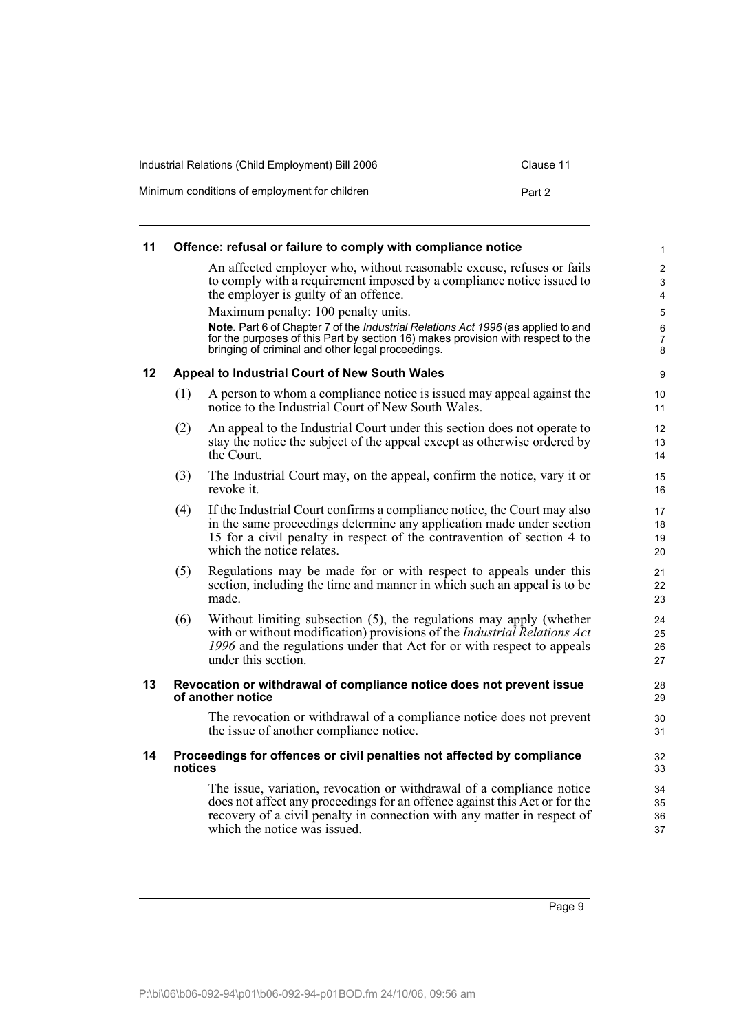## 11 Offence: refusal or failure to comply with compliance notice

An affected employer who, without reasonable excuse, refuses or fails to comply with a requirement imposed by a compliance notice issued to the employer is guilty of an offence.

Maximum penalty: 100 penalty units.

**Note.** Part 6 of Chapter 7 of the *Industrial Relations Act 1996* (as applied to and for the purposes of this Part by section 16) makes provision with respect to the bringing of criminal and other legal proceedings.

## 12 Appeal to Industrial Court of New South Wales

(1) A person to whom a compliance notice is issued may appeal against the notice to the Industrial Court of New South Wales.

(2) An appeal to the Industrial Court under this section does not operate to stay the notice the subject of the appeal except as otherwise ordered by the Court.

(3) The Industrial Court may, on the appeal, confirm the notice, vary it or revoke it.

(4) If the Industrial Court confirms a compliance notice, the Court may also in the same proceedings determine any application made under section 15 for a civil penalty in respect of the contravention of section 4 to which the notice relates.

(5) Regulations may be made for or with respect to appeals under this section, including the time and manner in which such an appeal is to be made.

(6) Without limiting subsection (5), the regulations may apply (whether with or without modification) provisions of the *Industrial Relations Act 1996* and the regulations under that Act for or with respect to appeals under this section.

## 13 Revocation or withdrawal of compliance notice does not prevent issue of another notice

The revocation or withdrawal of a compliance notice does not prevent the issue of another compliance notice.

## 14 Proceedings for offences or civil penalties not affected by compliance notices

The issue, variation, revocation or withdrawal of a compliance notice does not affect any proceedings for an offence against this Act or for the recovery of a civil penalty in connection with any matter in respect of which the notice was issued.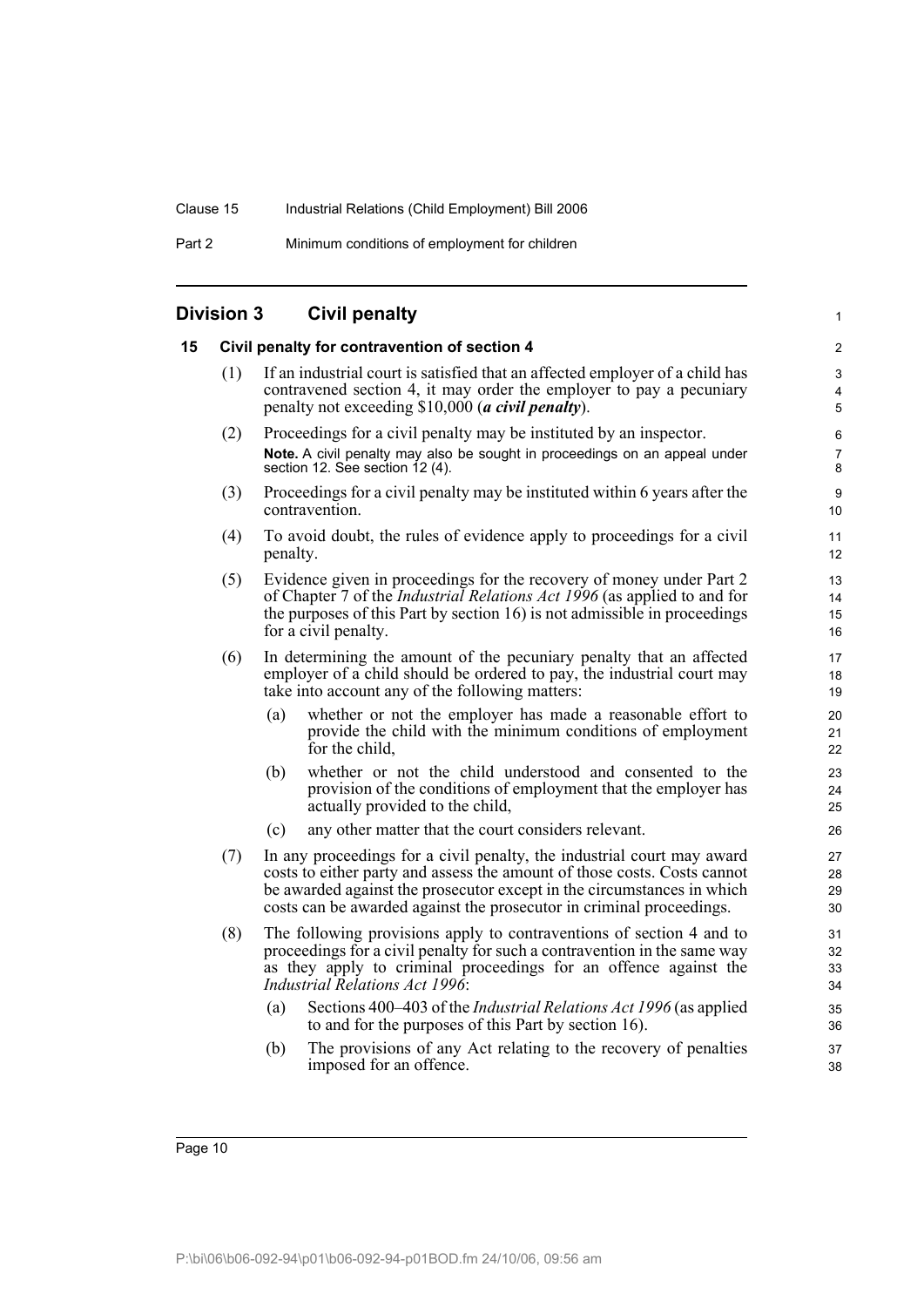## Division 3 Civil penalty

### 15 Civil penalty for contravention of section 4

(1) If an industrial court is satisfied that an affected employer of a child has contravened section 4, it may order the employer to pay a pecuniary penalty not exceeding $10,000 (***a civil penalty***).

(2) Proceedings for a civil penalty may be instituted by an inspector.

**Note.** A civil penalty may also be sought in proceedings on an appeal under section 12. See section 12 (4).

(3) Proceedings for a civil penalty may be instituted within 6 years after the contravention.

(4) To avoid doubt, the rules of evidence apply to proceedings for a civil penalty.

(5) Evidence given in proceedings for the recovery of money under Part 2 of Chapter 7 of the *Industrial Relations Act 1996* (as applied to and for the purposes of this Part by section 16) is not admissible in proceedings for a civil penalty.

(6) In determining the amount of the pecuniary penalty that an affected employer of a child should be ordered to pay, the industrial court may take into account any of the following matters:

(a) whether or not the employer has made a reasonable effort to provide the child with the minimum conditions of employment for the child,

(b) whether or not the child understood and consented to the provision of the conditions of employment that the employer has actually provided to the child,

(c) any other matter that the court considers relevant.

(7) In any proceedings for a civil penalty, the industrial court may award costs to either party and assess the amount of those costs. Costs cannot be awarded against the prosecutor except in the circumstances in which costs can be awarded against the prosecutor in criminal proceedings.

(8) The following provisions apply to contraventions of section 4 and to proceedings for a civil penalty for such a contravention in the same way as they apply to criminal proceedings for an offence against the *Industrial Relations Act 1996*:

(a) Sections 400–403 of the *Industrial Relations Act 1996* (as applied to and for the purposes of this Part by section 16).

(b) The provisions of any Act relating to the recovery of penalties imposed for an offence.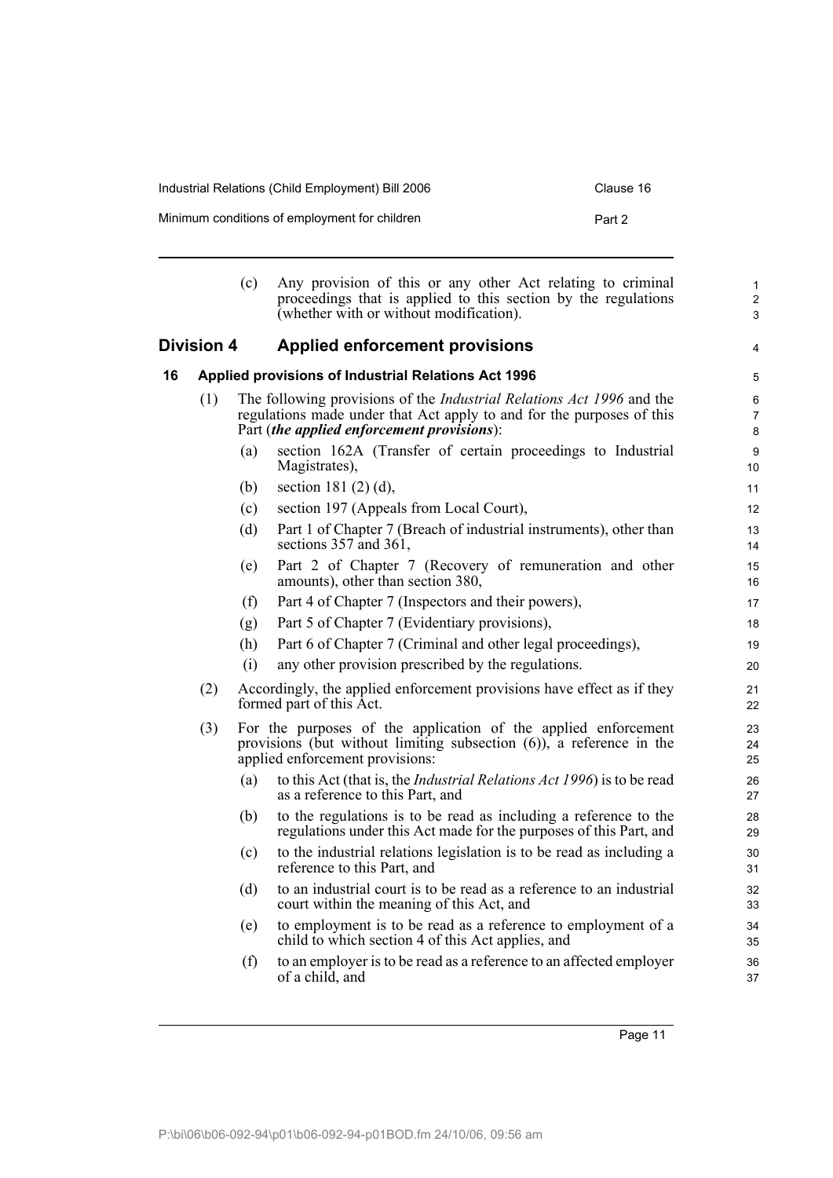(c) Any provision of this or any other Act relating to criminal proceedings that is applied to this section by the regulations (whether with or without modification).

## Division 4 Applied enforcement provisions

### 16 Applied provisions of Industrial Relations Act 1996

(1) The following provisions of the *Industrial Relations Act 1996* and the regulations made under that Act apply to and for the purposes of this Part (***the applied enforcement provisions***):

- (a) section 162A (Transfer of certain proceedings to Industrial Magistrates),
- (b) section 181 (2) (d),
- (c) section 197 (Appeals from Local Court),
- (d) Part 1 of Chapter 7 (Breach of industrial instruments), other than sections 357 and 361,
- (e) Part 2 of Chapter 7 (Recovery of remuneration and other amounts), other than section 380,
- (f) Part 4 of Chapter 7 (Inspectors and their powers),
- (g) Part 5 of Chapter 7 (Evidentiary provisions),
- (h) Part 6 of Chapter 7 (Criminal and other legal proceedings),
- (i) any other provision prescribed by the regulations.

(2) Accordingly, the applied enforcement provisions have effect as if they formed part of this Act.

(3) For the purposes of the application of the applied enforcement provisions (but without limiting subsection (6)), a reference in the applied enforcement provisions:

- (a) to this Act (that is, the *Industrial Relations Act 1996*) is to be read as a reference to this Part, and
- (b) to the regulations is to be read as including a reference to the regulations under this Act made for the purposes of this Part, and
- (c) to the industrial relations legislation is to be read as including a reference to this Part, and
- (d) to an industrial court is to be read as a reference to an industrial court within the meaning of this Act, and
- (e) to employment is to be read as a reference to employment of a child to which section 4 of this Act applies, and
- (f) to an employer is to be read as a reference to an affected employer of a child, and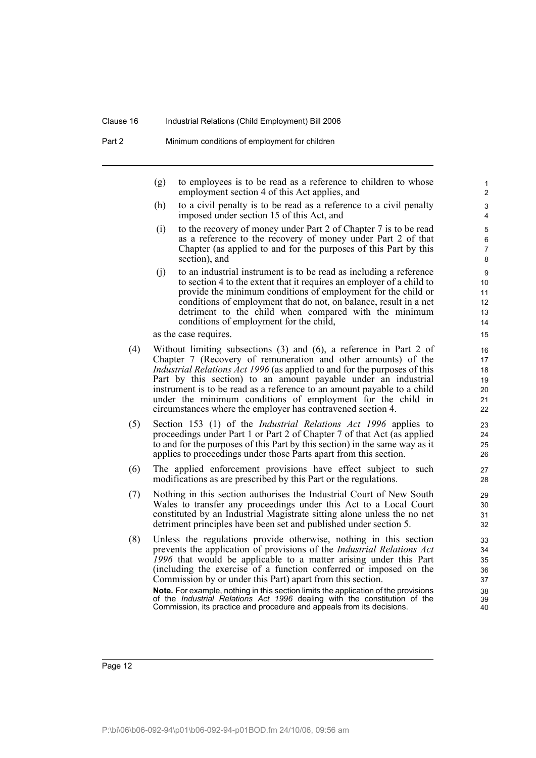(g) to employees is to be read as a reference to children to whose employment section 4 of this Act applies, and

(h) to a civil penalty is to be read as a reference to a civil penalty imposed under section 15 of this Act, and

(i) to the recovery of money under Part 2 of Chapter 7 is to be read as a reference to the recovery of money under Part 2 of that Chapter (as applied to and for the purposes of this Part by this section), and

(j) to an industrial instrument is to be read as including a reference to section 4 to the extent that it requires an employer of a child to provide the minimum conditions of employment for the child or conditions of employment that do not, on balance, result in a net detriment to the child when compared with the minimum conditions of employment for the child,

as the case requires.

(4) Without limiting subsections (3) and (6), a reference in Part 2 of Chapter 7 (Recovery of remuneration and other amounts) of the *Industrial Relations Act 1996* (as applied to and for the purposes of this Part by this section) to an amount payable under an industrial instrument is to be read as a reference to an amount payable to a child under the minimum conditions of employment for the child in circumstances where the employer has contravened section 4.

(5) Section 153 (1) of the *Industrial Relations Act 1996* applies to proceedings under Part 1 or Part 2 of Chapter 7 of that Act (as applied to and for the purposes of this Part by this section) in the same way as it applies to proceedings under those Parts apart from this section.

(6) The applied enforcement provisions have effect subject to such modifications as are prescribed by this Part or the regulations.

(7) Nothing in this section authorises the Industrial Court of New South Wales to transfer any proceedings under this Act to a Local Court constituted by an Industrial Magistrate sitting alone unless the no net detriment principles have been set and published under section 5.

(8) Unless the regulations provide otherwise, nothing in this section prevents the application of provisions of the *Industrial Relations Act 1996* that would be applicable to a matter arising under this Part (including the exercise of a function conferred or imposed on the Commission by or under this Part) apart from this section.

**Note.** For example, nothing in this section limits the application of the provisions of the *Industrial Relations Act 1996* dealing with the constitution of the Commission, its practice and procedure and appeals from its decisions.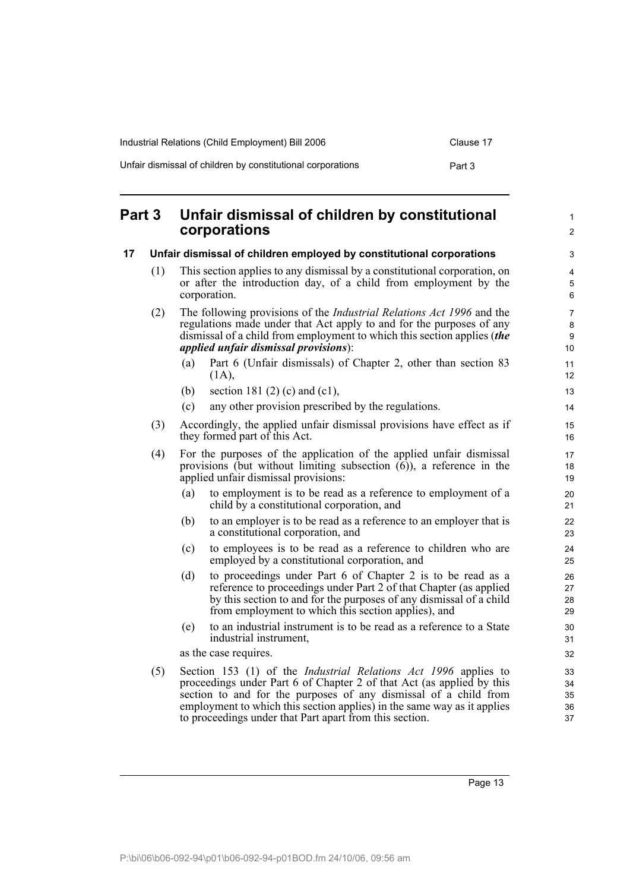## Part 3 Unfair dismissal of children by constitutional corporations

### 17 Unfair dismissal of children employed by constitutional corporations

(1) This section applies to any dismissal by a constitutional corporation, on or after the introduction day, of a child from employment by the corporation.

(2) The following provisions of the *Industrial Relations Act 1996* and the regulations made under that Act apply to and for the purposes of any dismissal of a child from employment to which this section applies (***the applied unfair dismissal provisions***):

- (a) Part 6 (Unfair dismissals) of Chapter 2, other than section 83 (1A),
- (b) section 181 (2) (c) and (c1),
- (c) any other provision prescribed by the regulations.

(3) Accordingly, the applied unfair dismissal provisions have effect as if they formed part of this Act.

(4) For the purposes of the application of the applied unfair dismissal provisions (but without limiting subsection (6)), a reference in the applied unfair dismissal provisions:

- (a) to employment is to be read as a reference to employment of a child by a constitutional corporation, and
- (b) to an employer is to be read as a reference to an employer that is a constitutional corporation, and
- (c) to employees is to be read as a reference to children who are employed by a constitutional corporation, and
- (d) to proceedings under Part 6 of Chapter 2 is to be read as a reference to proceedings under Part 2 of that Chapter (as applied by this section to and for the purposes of any dismissal of a child from employment to which this section applies), and
- (e) to an industrial instrument is to be read as a reference to a State industrial instrument,

as the case requires.

(5) Section 153 (1) of the *Industrial Relations Act 1996* applies to proceedings under Part 6 of Chapter 2 of that Act (as applied by this section to and for the purposes of any dismissal of a child from employment to which this section applies) in the same way as it applies to proceedings under that Part apart from this section.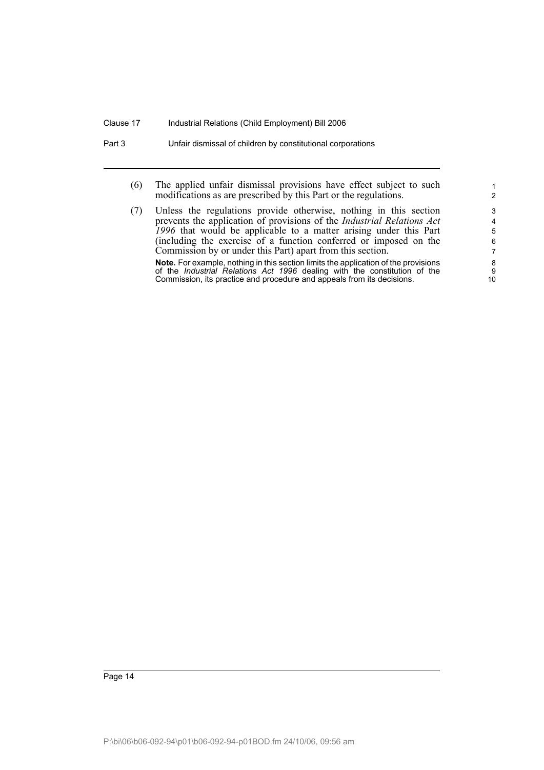(6) The applied unfair dismissal provisions have effect subject to such modifications as are prescribed by this Part or the regulations.

(7) Unless the regulations provide otherwise, nothing in this section prevents the application of provisions of the *Industrial Relations Act 1996* that would be applicable to a matter arising under this Part (including the exercise of a function conferred or imposed on the Commission by or under this Part) apart from this section.

**Note.** For example, nothing in this section limits the application of the provisions of the *Industrial Relations Act 1996* dealing with the constitution of the Commission, its practice and procedure and appeals from its decisions.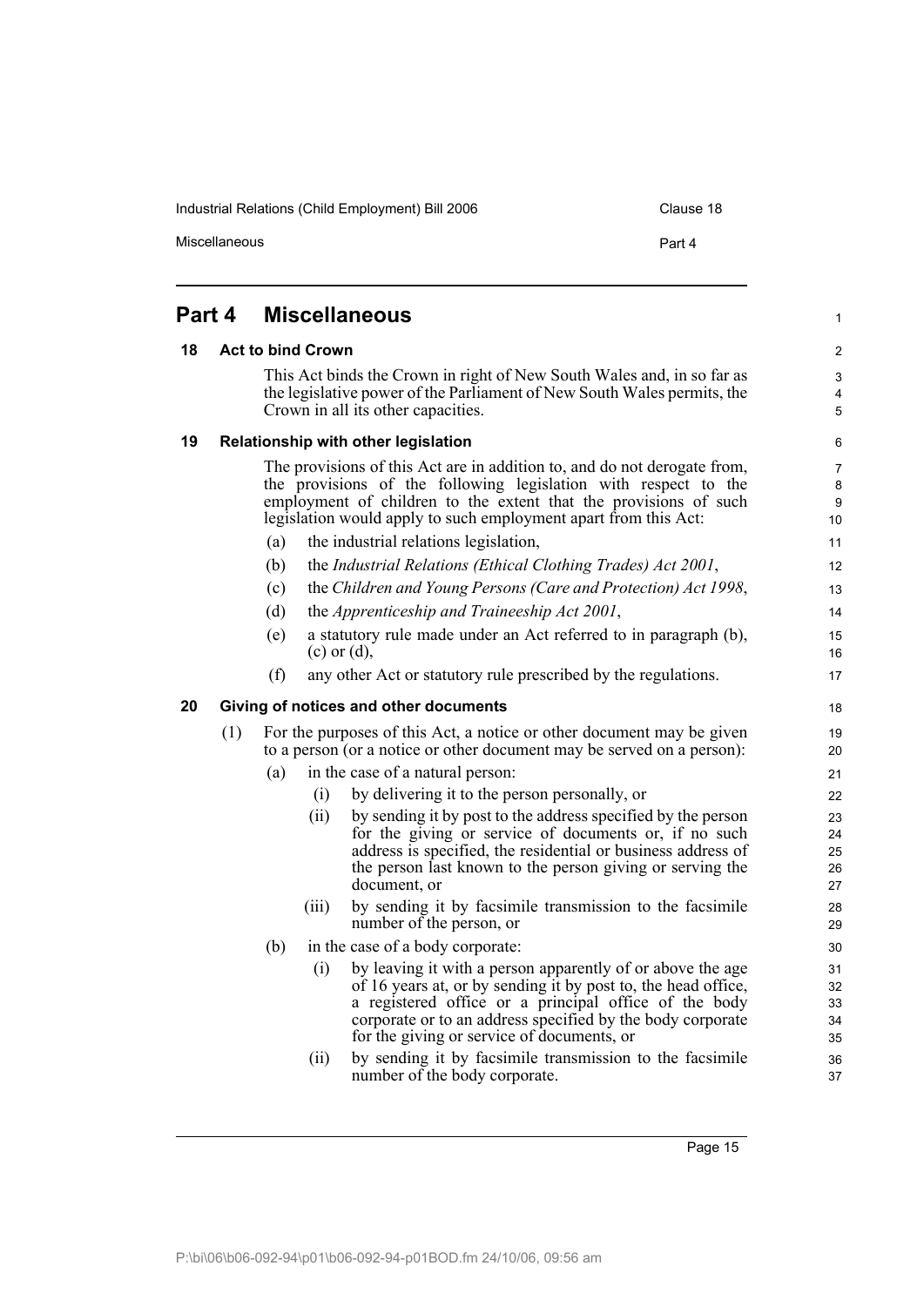# Part 4 Miscellaneous

## 18 Act to bind Crown

This Act binds the Crown in right of New South Wales and, in so far as the legislative power of the Parliament of New South Wales permits, the Crown in all its other capacities.

## 19 Relationship with other legislation

The provisions of this Act are in addition to, and do not derogate from, the provisions of the following legislation with respect to the employment of children to the extent that the provisions of such legislation would apply to such employment apart from this Act:

(a) the industrial relations legislation,

(b) the *Industrial Relations (Ethical Clothing Trades) Act 2001*,

(c) the *Children and Young Persons (Care and Protection) Act 1998*,

(d) the *Apprenticeship and Traineeship Act 2001*,

(e) a statutory rule made under an Act referred to in paragraph (b), (c) or (d),

(f) any other Act or statutory rule prescribed by the regulations.

## 20 Giving of notices and other documents

(1) For the purposes of this Act, a notice or other document may be given to a person (or a notice or other document may be served on a person):

(a) in the case of a natural person:

(i) by delivering it to the person personally, or

(ii) by sending it by post to the address specified by the person for the giving or service of documents or, if no such address is specified, the residential or business address of the person last known to the person giving or serving the document, or

(iii) by sending it by facsimile transmission to the facsimile number of the person, or

(b) in the case of a body corporate:

(i) by leaving it with a person apparently of or above the age of 16 years at, or by sending it by post to, the head office, a registered office or a principal office of the body corporate or to an address specified by the body corporate for the giving or service of documents, or

(ii) by sending it by facsimile transmission to the facsimile number of the body corporate.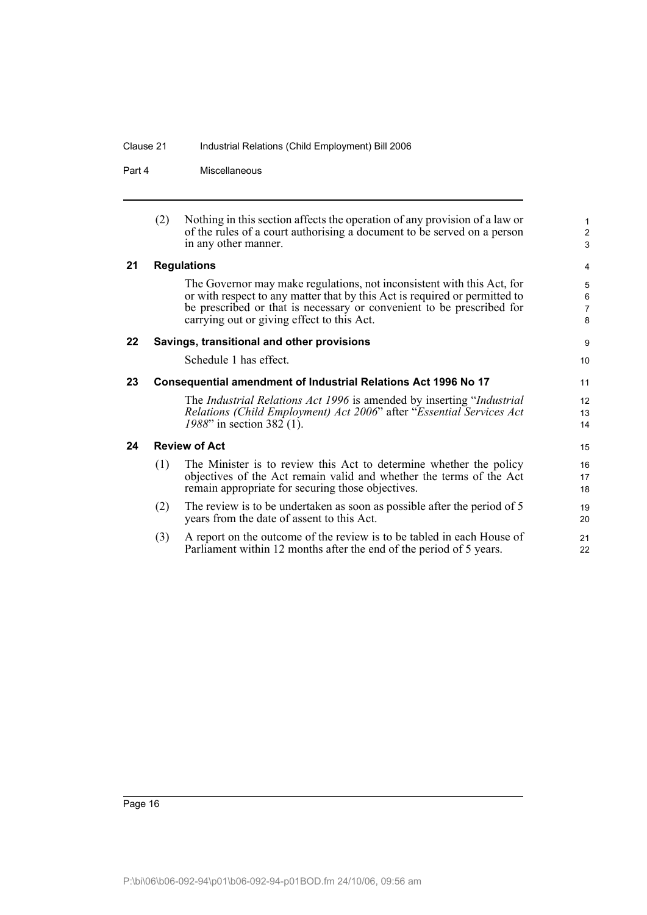(2) Nothing in this section affects the operation of any provision of a law or of the rules of a court authorising a document to be served on a person in any other manner.

### 21 Regulations

The Governor may make regulations, not inconsistent with this Act, for or with respect to any matter that by this Act is required or permitted to be prescribed or that is necessary or convenient to be prescribed for carrying out or giving effect to this Act.

### 22 Savings, transitional and other provisions

Schedule 1 has effect.

### 23 Consequential amendment of Industrial Relations Act 1996 No 17

The *Industrial Relations Act 1996* is amended by inserting "*Industrial Relations (Child Employment) Act 2006*" after "*Essential Services Act 1988*" in section 382 (1).

### 24 Review of Act

(1) The Minister is to review this Act to determine whether the policy objectives of the Act remain valid and whether the terms of the Act remain appropriate for securing those objectives.

(2) The review is to be undertaken as soon as possible after the period of 5 years from the date of assent to this Act.

(3) A report on the outcome of the review is to be tabled in each House of Parliament within 12 months after the end of the period of 5 years.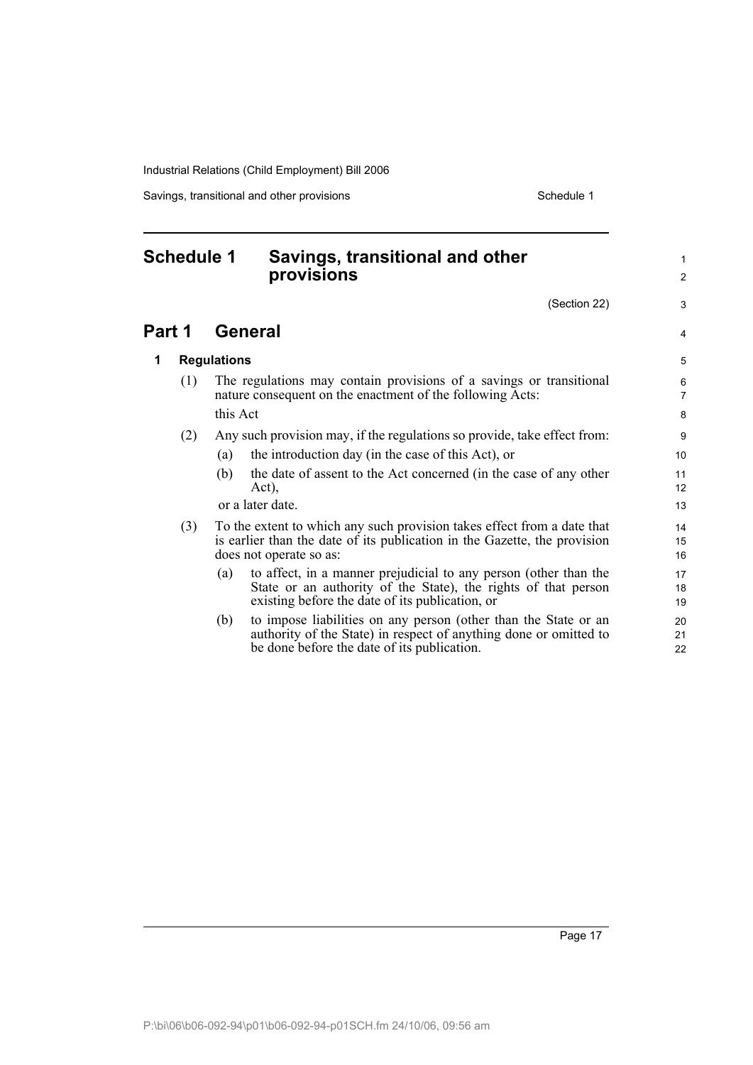# Schedule 1 Savings, transitional and other provisions

(Section 22)

## Part 1 General

### 1 Regulations

(1) The regulations may contain provisions of a savings or transitional nature consequent on the enactment of the following Acts:

this Act

(2) Any such provision may, if the regulations so provide, take effect from:

(a) the introduction day (in the case of this Act), or

(b) the date of assent to the Act concerned (in the case of any other Act),

or a later date.

(3) To the extent to which any such provision takes effect from a date that is earlier than the date of its publication in the Gazette, the provision does not operate so as:

(a) to affect, in a manner prejudicial to any person (other than the State or an authority of the State), the rights of that person existing before the date of its publication, or

(b) to impose liabilities on any person (other than the State or an authority of the State) in respect of anything done or omitted to be done before the date of its publication.